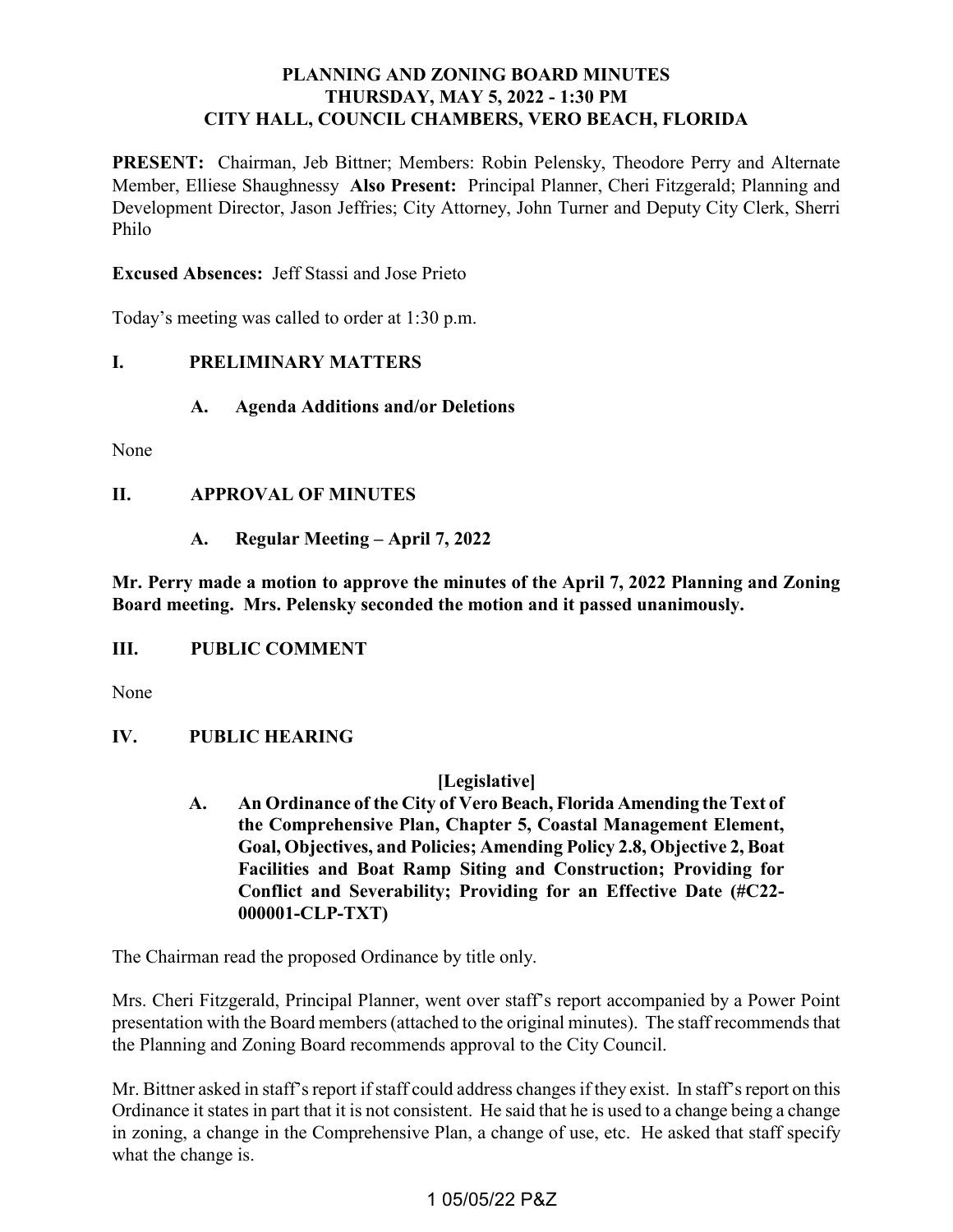# PLANNING AND ZONING BOARD MINUTES
## THURSDAY, MAY 5, 2022 - 1:30 PM
## CITY HALL, COUNCIL CHAMBERS, VERO BEACH, FLORIDA

**PRESENT:** Chairman, Jeb Bittner; Members: Robin Pelensky, Theodore Perry and Alternate Member, Elliese Shaughnessy **Also Present:** Principal Planner, Cheri Fitzgerald; Planning and Development Director, Jason Jeffries; City Attorney, John Turner and Deputy City Clerk, Sherri Philo

**Excused Absences:** Jeff Stassi and Jose Prieto

Today's meeting was called to order at 1:30 p.m.

## I. PRELIMINARY MATTERS

### A. Agenda Additions and/or Deletions

None

## II. APPROVAL OF MINUTES

### A. Regular Meeting – April 7, 2022

**Mr. Perry made a motion to approve the minutes of the April 7, 2022 Planning and Zoning Board meeting. Mrs. Pelensky seconded the motion and it passed unanimously.**

## III. PUBLIC COMMENT

None

## IV. PUBLIC HEARING

**[Legislative]**

### A. An Ordinance of the City of Vero Beach, Florida Amending the Text of the Comprehensive Plan, Chapter 5, Coastal Management Element, Goal, Objectives, and Policies; Amending Policy 2.8, Objective 2, Boat Facilities and Boat Ramp Siting and Construction; Providing for Conflict and Severability; Providing for an Effective Date (#C22-000001-CLP-TXT)

The Chairman read the proposed Ordinance by title only.

Mrs. Cheri Fitzgerald, Principal Planner, went over staff's report accompanied by a Power Point presentation with the Board members (attached to the original minutes). The staff recommends that the Planning and Zoning Board recommends approval to the City Council.

Mr. Bittner asked in staff's report if staff could address changes if they exist. In staff's report on this Ordinance it states in part that it is not consistent. He said that he is used to a change being a change in zoning, a change in the Comprehensive Plan, a change of use, etc. He asked that staff specify what the change is.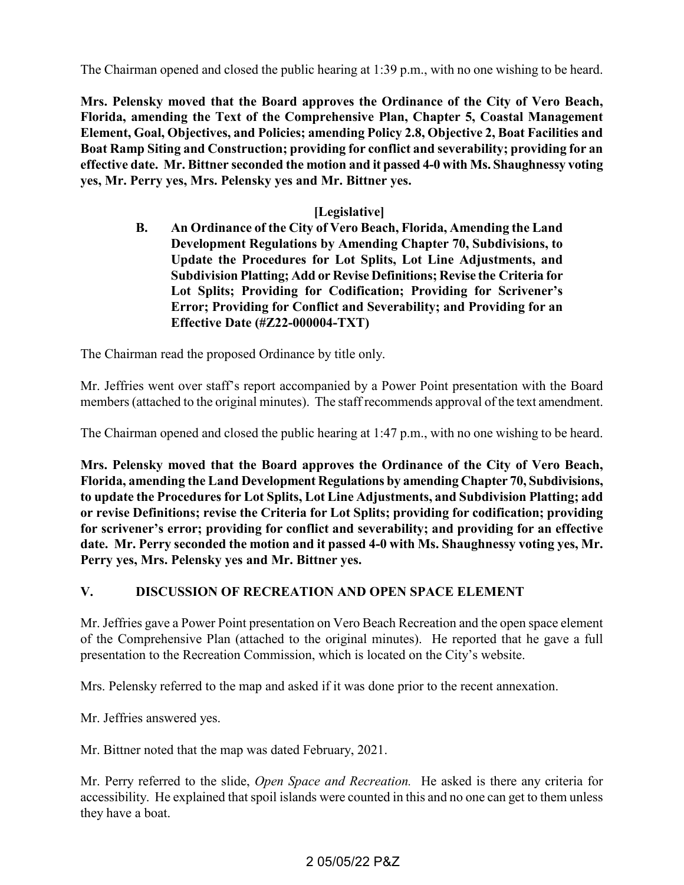The Chairman opened and closed the public hearing at 1:39 p.m., with no one wishing to be heard.

**Mrs. Pelensky moved that the Board approves the Ordinance of the City of Vero Beach, Florida, amending the Text of the Comprehensive Plan, Chapter 5, Coastal Management Element, Goal, Objectives, and Policies; amending Policy 2.8, Objective 2, Boat Facilities and Boat Ramp Siting and Construction; providing for conflict and severability; providing for an effective date. Mr. Bittner seconded the motion and it passed 4-0 with Ms. Shaughnessy voting yes, Mr. Perry yes, Mrs. Pelensky yes and Mr. Bittner yes.**

**[Legislative]**

**B. An Ordinance of the City of Vero Beach, Florida, Amending the Land Development Regulations by Amending Chapter 70, Subdivisions, to Update the Procedures for Lot Splits, Lot Line Adjustments, and Subdivision Platting; Add or Revise Definitions; Revise the Criteria for Lot Splits; Providing for Codification; Providing for Scrivener's Error; Providing for Conflict and Severability; and Providing for an Effective Date (#Z22-000004-TXT)**

The Chairman read the proposed Ordinance by title only.

Mr. Jeffries went over staff's report accompanied by a Power Point presentation with the Board members (attached to the original minutes). The staff recommends approval of the text amendment.

The Chairman opened and closed the public hearing at 1:47 p.m., with no one wishing to be heard.

**Mrs. Pelensky moved that the Board approves the Ordinance of the City of Vero Beach, Florida, amending the Land Development Regulations by amending Chapter 70, Subdivisions, to update the Procedures for Lot Splits, Lot Line Adjustments, and Subdivision Platting; add or revise Definitions; revise the Criteria for Lot Splits; providing for codification; providing for scrivener's error; providing for conflict and severability; and providing for an effective date. Mr. Perry seconded the motion and it passed 4-0 with Ms. Shaughnessy voting yes, Mr. Perry yes, Mrs. Pelensky yes and Mr. Bittner yes.**

## V. DISCUSSION OF RECREATION AND OPEN SPACE ELEMENT

Mr. Jeffries gave a Power Point presentation on Vero Beach Recreation and the open space element of the Comprehensive Plan (attached to the original minutes). He reported that he gave a full presentation to the Recreation Commission, which is located on the City's website.

Mrs. Pelensky referred to the map and asked if it was done prior to the recent annexation.

Mr. Jeffries answered yes.

Mr. Bittner noted that the map was dated February, 2021.

Mr. Perry referred to the slide, *Open Space and Recreation.* He asked is there any criteria for accessibility. He explained that spoil islands were counted in this and no one can get to them unless they have a boat.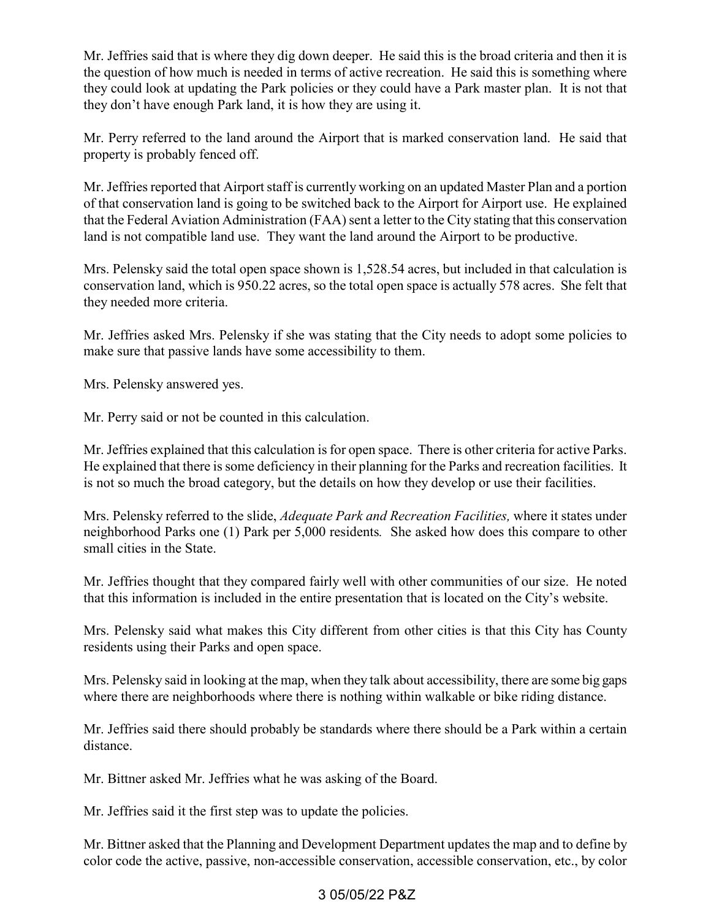Mr. Jeffries said that is where they dig down deeper. He said this is the broad criteria and then it is the question of how much is needed in terms of active recreation. He said this is something where they could look at updating the Park policies or they could have a Park master plan. It is not that they don't have enough Park land, it is how they are using it.

Mr. Perry referred to the land around the Airport that is marked conservation land. He said that property is probably fenced off.

Mr. Jeffries reported that Airport staff is currently working on an updated Master Plan and a portion of that conservation land is going to be switched back to the Airport for Airport use. He explained that the Federal Aviation Administration (FAA) sent a letter to the City stating that this conservation land is not compatible land use. They want the land around the Airport to be productive.

Mrs. Pelensky said the total open space shown is 1,528.54 acres, but included in that calculation is conservation land, which is 950.22 acres, so the total open space is actually 578 acres. She felt that they needed more criteria.

Mr. Jeffries asked Mrs. Pelensky if she was stating that the City needs to adopt some policies to make sure that passive lands have some accessibility to them.

Mrs. Pelensky answered yes.

Mr. Perry said or not be counted in this calculation.

Mr. Jeffries explained that this calculation is for open space. There is other criteria for active Parks. He explained that there is some deficiency in their planning for the Parks and recreation facilities. It is not so much the broad category, but the details on how they develop or use their facilities.

Mrs. Pelensky referred to the slide, *Adequate Park and Recreation Facilities,* where it states under neighborhood Parks one (1) Park per 5,000 residents*.* She asked how does this compare to other small cities in the State.

Mr. Jeffries thought that they compared fairly well with other communities of our size. He noted that this information is included in the entire presentation that is located on the City's website.

Mrs. Pelensky said what makes this City different from other cities is that this City has County residents using their Parks and open space.

Mrs. Pelensky said in looking at the map, when they talk about accessibility, there are some big gaps where there are neighborhoods where there is nothing within walkable or bike riding distance.

Mr. Jeffries said there should probably be standards where there should be a Park within a certain distance.

Mr. Bittner asked Mr. Jeffries what he was asking of the Board.

Mr. Jeffries said it the first step was to update the policies.

Mr. Bittner asked that the Planning and Development Department updates the map and to define by color code the active, passive, non-accessible conservation, accessible conservation, etc., by color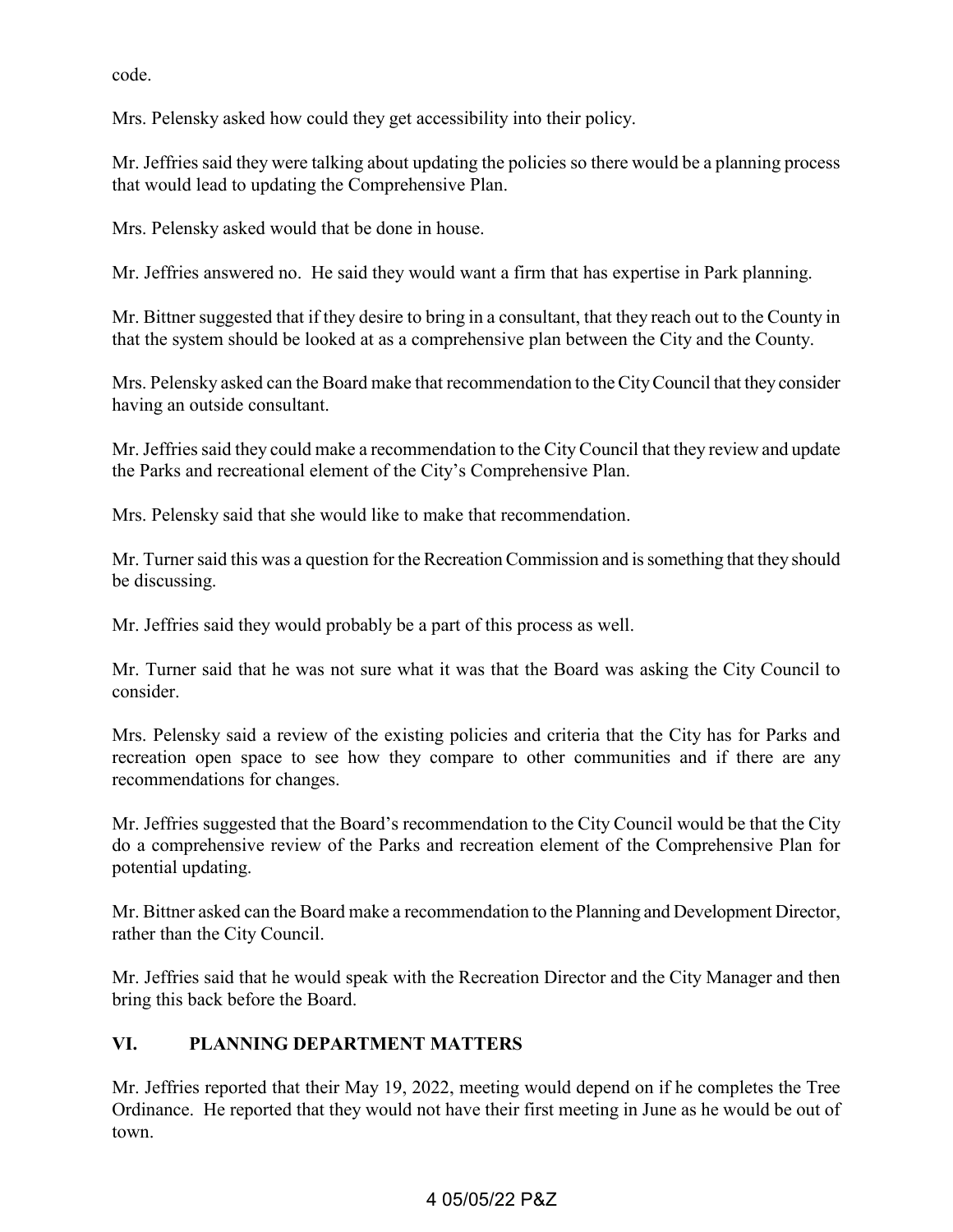code.

Mrs. Pelensky asked how could they get accessibility into their policy.

Mr. Jeffries said they were talking about updating the policies so there would be a planning process that would lead to updating the Comprehensive Plan.

Mrs. Pelensky asked would that be done in house.

Mr. Jeffries answered no. He said they would want a firm that has expertise in Park planning.

Mr. Bittner suggested that if they desire to bring in a consultant, that they reach out to the County in that the system should be looked at as a comprehensive plan between the City and the County.

Mrs. Pelensky asked can the Board make that recommendation to the City Council that they consider having an outside consultant.

Mr. Jeffries said they could make a recommendation to the City Council that they review and update the Parks and recreational element of the City's Comprehensive Plan.

Mrs. Pelensky said that she would like to make that recommendation.

Mr. Turner said this was a question for the Recreation Commission and is something that they should be discussing.

Mr. Jeffries said they would probably be a part of this process as well.

Mr. Turner said that he was not sure what it was that the Board was asking the City Council to consider.

Mrs. Pelensky said a review of the existing policies and criteria that the City has for Parks and recreation open space to see how they compare to other communities and if there are any recommendations for changes.

Mr. Jeffries suggested that the Board's recommendation to the City Council would be that the City do a comprehensive review of the Parks and recreation element of the Comprehensive Plan for potential updating.

Mr. Bittner asked can the Board make a recommendation to the Planning and Development Director, rather than the City Council.

Mr. Jeffries said that he would speak with the Recreation Director and the City Manager and then bring this back before the Board.

## VI. PLANNING DEPARTMENT MATTERS

Mr. Jeffries reported that their May 19, 2022, meeting would depend on if he completes the Tree Ordinance. He reported that they would not have their first meeting in June as he would be out of town.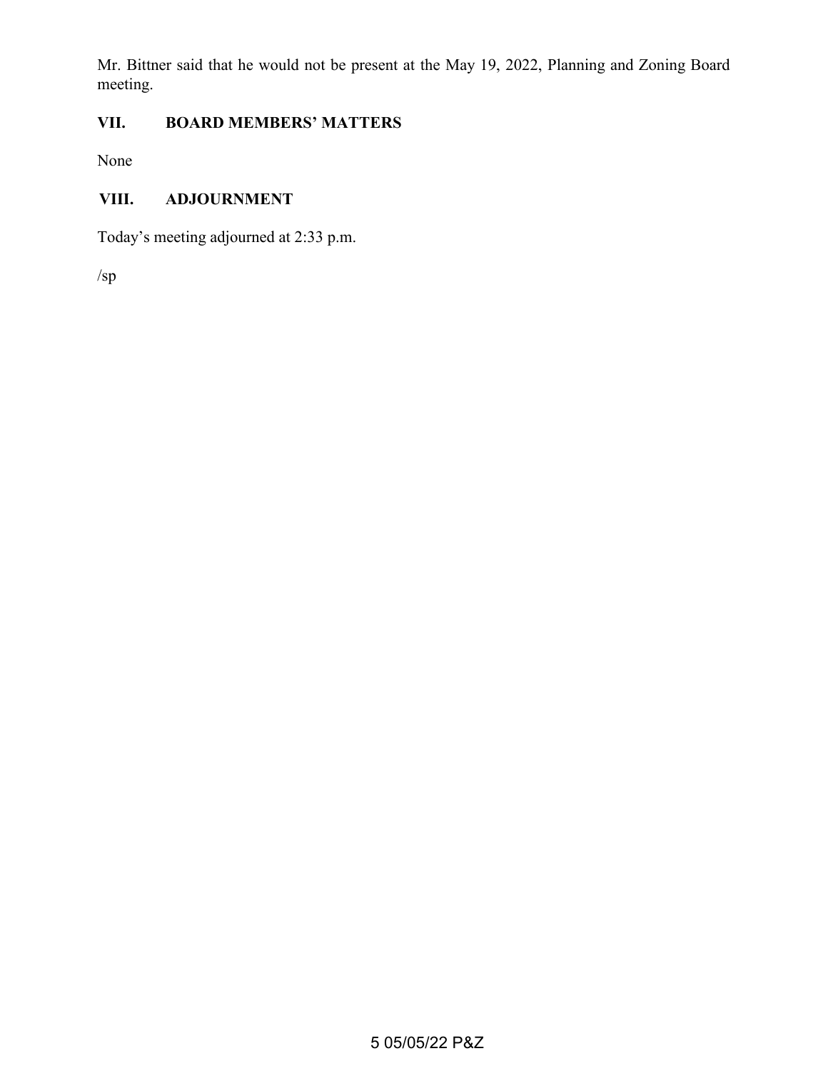Mr. Bittner said that he would not be present at the May 19, 2022, Planning and Zoning Board meeting.

## VII. BOARD MEMBERS' MATTERS

None

## VIII. ADJOURNMENT

Today's meeting adjourned at 2:33 p.m.

/sp